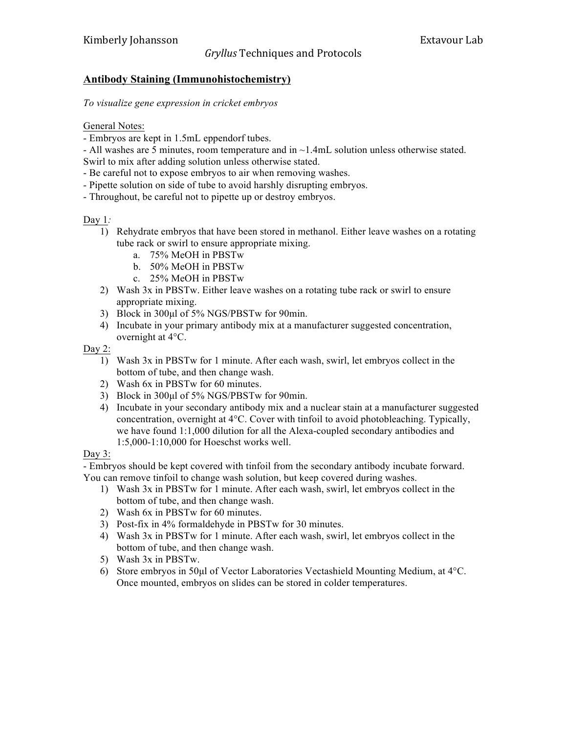Kimberly Johansson Extavour Lab

*Gryllus* Techniques and Protocols

## Antibody Staining (Immunohistochemistry)

*To visualize gene expression in cricket embryos*

General Notes:

- Embryos are kept in 1.5mL eppendorf tubes.
- All washes are 5 minutes, room temperature and in ~1.4mL solution unless otherwise stated. Swirl to mix after adding solution unless otherwise stated.
- Be careful not to expose embryos to air when removing washes.
- Pipette solution on side of tube to avoid harshly disrupting embryos.
- Throughout, be careful not to pipette up or destroy embryos.

Day 1*:*

1) Rehydrate embryos that have been stored in methanol. Either leave washes on a rotating tube rack or swirl to ensure appropriate mixing.
    a. 75% MeOH in PBSTw
    b. 50% MeOH in PBSTw
    c. 25% MeOH in PBSTw
2) Wash 3x in PBSTw. Either leave washes on a rotating tube rack or swirl to ensure appropriate mixing.
3) Block in 300µl of 5% NGS/PBSTw for 90min.
4) Incubate in your primary antibody mix at a manufacturer suggested concentration, overnight at 4°C.

Day 2:

1) Wash 3x in PBSTw for 1 minute. After each wash, swirl, let embryos collect in the bottom of tube, and then change wash.
2) Wash 6x in PBSTw for 60 minutes.
3) Block in 300µl of 5% NGS/PBSTw for 90min.
4) Incubate in your secondary antibody mix and a nuclear stain at a manufacturer suggested concentration, overnight at 4°C. Cover with tinfoil to avoid photobleaching. Typically, we have found 1:1,000 dilution for all the Alexa-coupled secondary antibodies and 1:5,000-1:10,000 for Hoeschst works well.

Day 3:

- Embryos should be kept covered with tinfoil from the secondary antibody incubate forward. You can remove tinfoil to change wash solution, but keep covered during washes.

1) Wash 3x in PBSTw for 1 minute. After each wash, swirl, let embryos collect in the bottom of tube, and then change wash.
2) Wash 6x in PBSTw for 60 minutes.
3) Post-fix in 4% formaldehyde in PBSTw for 30 minutes.
4) Wash 3x in PBSTw for 1 minute. After each wash, swirl, let embryos collect in the bottom of tube, and then change wash.
5) Wash 3x in PBSTw.
6) Store embryos in 50µl of Vector Laboratories Vectashield Mounting Medium, at 4°C. Once mounted, embryos on slides can be stored in colder temperatures.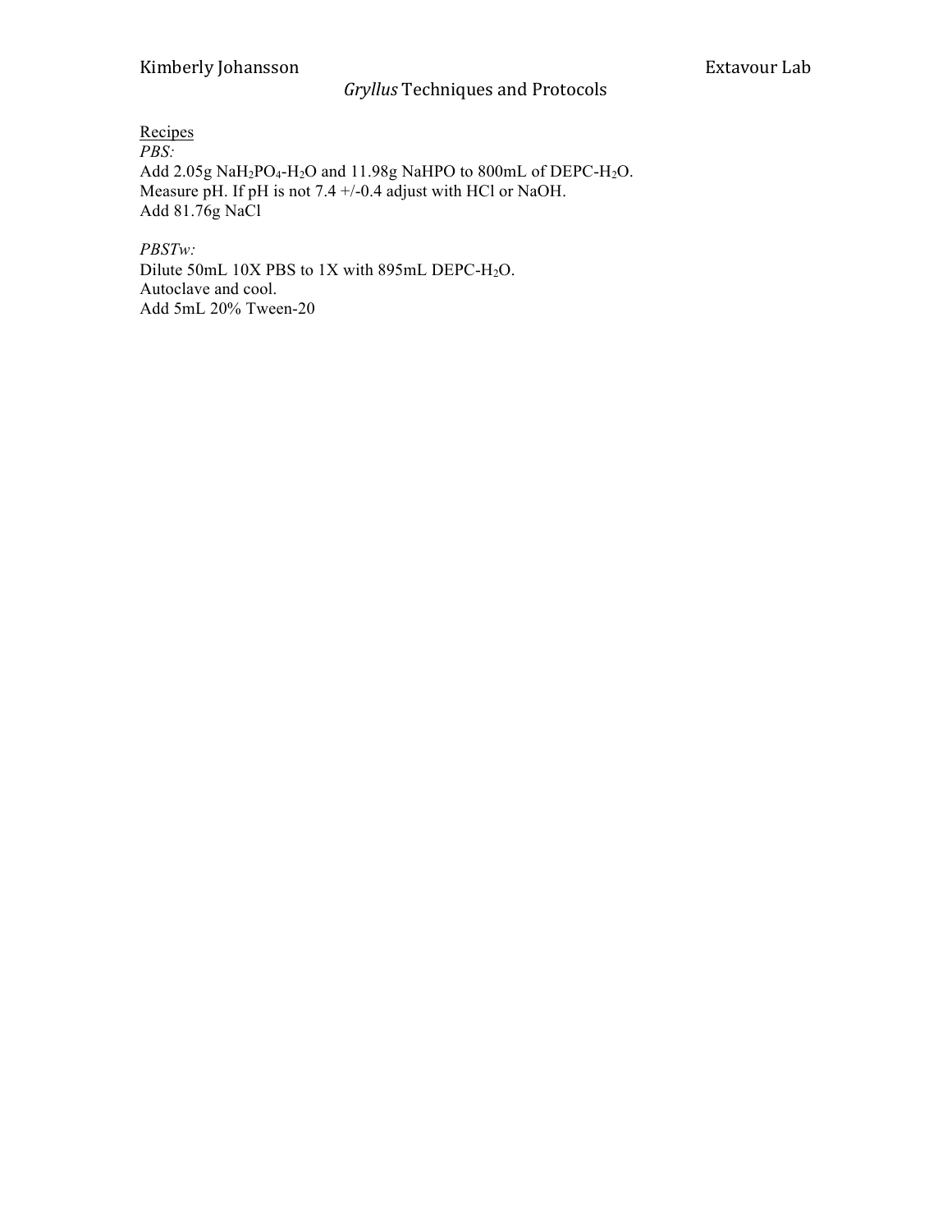Recipes

*PBS:*

Add 2.05g $NaH_2PO_4$-$H_2O$ and 11.98g NaHPO to 800mL of DEPC-$H_2O$.
Measure pH. If pH is not 7.4 +/-0.4 adjust with HCl or NaOH.
Add 81.76g NaCl

*PBSTw:*

Dilute 50mL 10X PBS to 1X with 895mL DEPC-$H_2O$.
Autoclave and cool.
Add 5mL 20% Tween-20